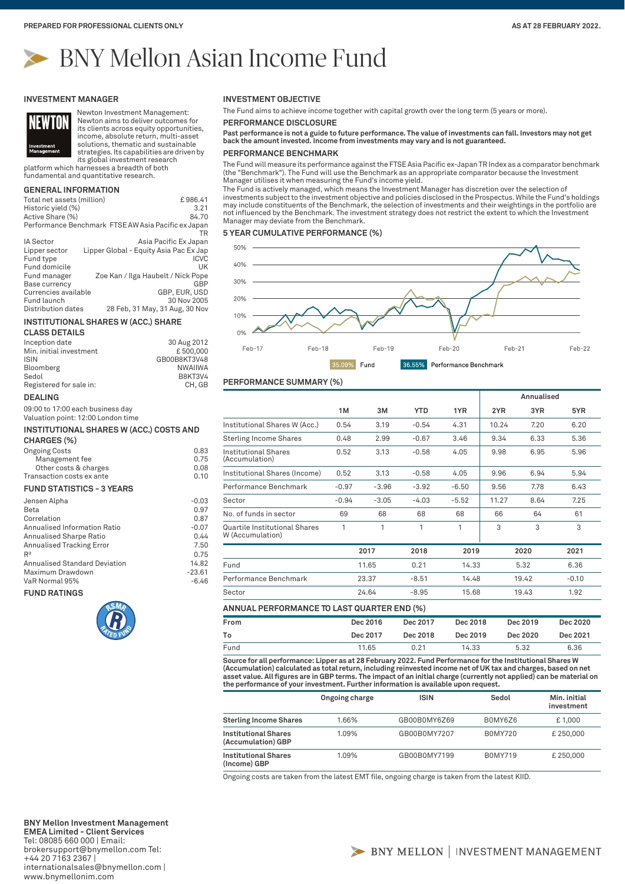PREPARED FOR PROFESSIONAL CLIENTS ONLY

AS AT 28 FEBRUARY 2022.

# BNY Mellon Asian Income Fund

## INVESTMENT MANAGER

Newton Investment Management: Newton aims to deliver outcomes for its clients across equity opportunities, income, absolute return, multi-asset solutions, thematic and sustainable strategies. Its capabilities are driven by its global investment research platform which harnesses a breadth of both fundamental and quantitative research.

## GENERAL INFORMATION

| | |
|---|---|
| Total net assets (million) | £ 986.41 |
| Historic yield (%) | 3.21 |
| Active Share (%) | 84.70 |
| Performance Benchmark | FTSE AW Asia Pacific ex Japan TR |
| IA Sector | Asia Pacific Ex Japan |
| Lipper sector | Lipper Global - Equity Asia Pac Ex Jap |
| Fund type | ICVC |
| Fund domicile | UK |
| Fund manager | Zoe Kan / Ilga Haubelt / Nick Pope |
| Base currency | GBP |
| Currencies available | GBP, EUR, USD |
| Fund launch | 30 Nov 2005 |
| Distribution dates | 28 Feb, 31 May, 31 Aug, 30 Nov |

## INSTITUTIONAL SHARES W (ACC.) SHARE CLASS DETAILS

| | |
|---|---|
| Inception date | 30 Aug 2012 |
| Min. initial investment | £ 500,000 |
| ISIN | GB00B8KT3V48 |
| Bloomberg | NWAIIWA |
| Sedol | B8KT3V4 |
| Registered for sale in: | CH, GB |

## DEALING

09:00 to 17:00 each business day
Valuation point: 12:00 London time

## INSTITUTIONAL SHARES W (ACC.) COSTS AND CHARGES (%)

| | |
|---|---|
| Ongoing Costs | 0.83 |
| Management fee | 0.75 |
| Other costs & charges | 0.08 |
| Transaction costs ex ante | 0.10 |

## FUND STATISTICS - 3 YEARS

| | |
|---|---|
| Jensen Alpha | -0.03 |
| Beta | 0.97 |
| Correlation | 0.87 |
| Annualised Information Ratio | -0.07 |
| Annualised Sharpe Ratio | 0.44 |
| Annualised Tracking Error | 7.50 |
| $R^2$ | 0.75 |
| Annualised Standard Deviation | 14.82 |
| Maximum Drawdown | -23.61 |
| VaR Normal 95% | -6.46 |

## FUND RATINGS

RSMR RATED FUND

## INVESTMENT OBJECTIVE

The Fund aims to achieve income together with capital growth over the long term (5 years or more).

## PERFORMANCE DISCLOSURE

**Past performance is not a guide to future performance. The value of investments can fall. Investors may not get back the amount invested. Income from investments may vary and is not guaranteed.**

## PERFORMANCE BENCHMARK

The Fund will measure its performance against the FTSE Asia Pacific ex-Japan TR Index as a comparator benchmark (the "Benchmark"). The Fund will use the Benchmark as an appropriate comparator because the Investment Manager utilises it when measuring the Fund's income yield.

The Fund is actively managed, which means the Investment Manager has discretion over the selection of investments subject to the investment objective and policies disclosed in the Prospectus. While the Fund's holdings may include constituents of the Benchmark, the selection of investments and their weightings in the portfolio are not influenced by the Benchmark. The investment strategy does not restrict the extent to which the Investment Manager may deviate from the Benchmark.

## 5 YEAR CUMULATIVE PERFORMANCE (%)

35.09% Fund | 36.55% Performance Benchmark

## PERFORMANCE SUMMARY (%)

| | 1M | 3M | YTD | 1YR | 2YR (Annualised) | 3YR (Annualised) | 5YR (Annualised) |
|---|---|---|---|---|---|---|---|
| Institutional Shares W (Acc.) | 0.54 | 3.19 | -0.54 | 4.31 | 10.24 | 7.20 | 6.20 |
| Sterling Income Shares | 0.48 | 2.99 | -0.67 | 3.46 | 9.34 | 6.33 | 5.36 |
| Institutional Shares (Accumulation) | 0.52 | 3.13 | -0.58 | 4.05 | 9.98 | 6.95 | 5.96 |
| Institutional Shares (Income) | 0.52 | 3.13 | -0.58 | 4.05 | 9.96 | 6.94 | 5.94 |
| Performance Benchmark | -0.97 | -3.96 | -3.92 | -6.50 | 9.56 | 7.78 | 6.43 |
| Sector | -0.94 | -3.05 | -4.03 | -5.52 | 11.27 | 8.64 | 7.25 |
| No. of funds in sector | 69 | 68 | 68 | 68 | 66 | 64 | 61 |
| Quartile Institutional Shares W (Accumulation) | 1 | 1 | 1 | 1 | 3 | 3 | 3 |

| | 2017 | 2018 | 2019 | 2020 | 2021 |
|---|---|---|---|---|---|
| Fund | 11.65 | 0.21 | 14.33 | 5.32 | 6.36 |
| Performance Benchmark | 23.37 | -8.51 | 14.48 | 19.42 | -0.10 |
| Sector | 24.64 | -8.95 | 15.68 | 19.43 | 1.92 |

## ANNUAL PERFORMANCE TO LAST QUARTER END (%)

| From | Dec 2016 | Dec 2017 | Dec 2018 | Dec 2019 | Dec 2020 |
|---|---|---|---|---|---|
| To | Dec 2017 | Dec 2018 | Dec 2019 | Dec 2020 | Dec 2021 |
| Fund | 11.65 | 0.21 | 14.33 | 5.32 | 6.36 |

**Source for all performance: Lipper as at 28 February 2022. Fund Performance for the Institutional Shares W (Accumulation) calculated as total return, including reinvested income net of UK tax and charges, based on net asset value. All figures are in GBP terms. The impact of an initial charge (currently not applied) can be material on the performance of your investment. Further information is available upon request.**

| | Ongoing charge | ISIN | Sedol | Min. initial investment |
|---|---|---|---|---|
| **Sterling Income Shares** | 1.66% | GB00B0MY6Z69 | B0MY6Z6 | £ 1,000 |
| **Institutional Shares (Accumulation) GBP** | 1.09% | GB00B0MY7207 | B0MY720 | £ 250,000 |
| **Institutional Shares (Income) GBP** | 1.09% | GB00B0MY7199 | B0MY719 | £ 250,000 |

Ongoing costs are taken from the latest EMT file, ongoing charge is taken from the latest KIID.

**BNY Mellon Investment Management EMEA Limited - Client Services**
Tel: 08085 660 000 | Email: brokersupport@bnymellon.com Tel: +44 20 7163 2367 | internationalsales@bnymellon.com | www.bnymellonim.com

BNY MELLON | INVESTMENT MANAGEMENT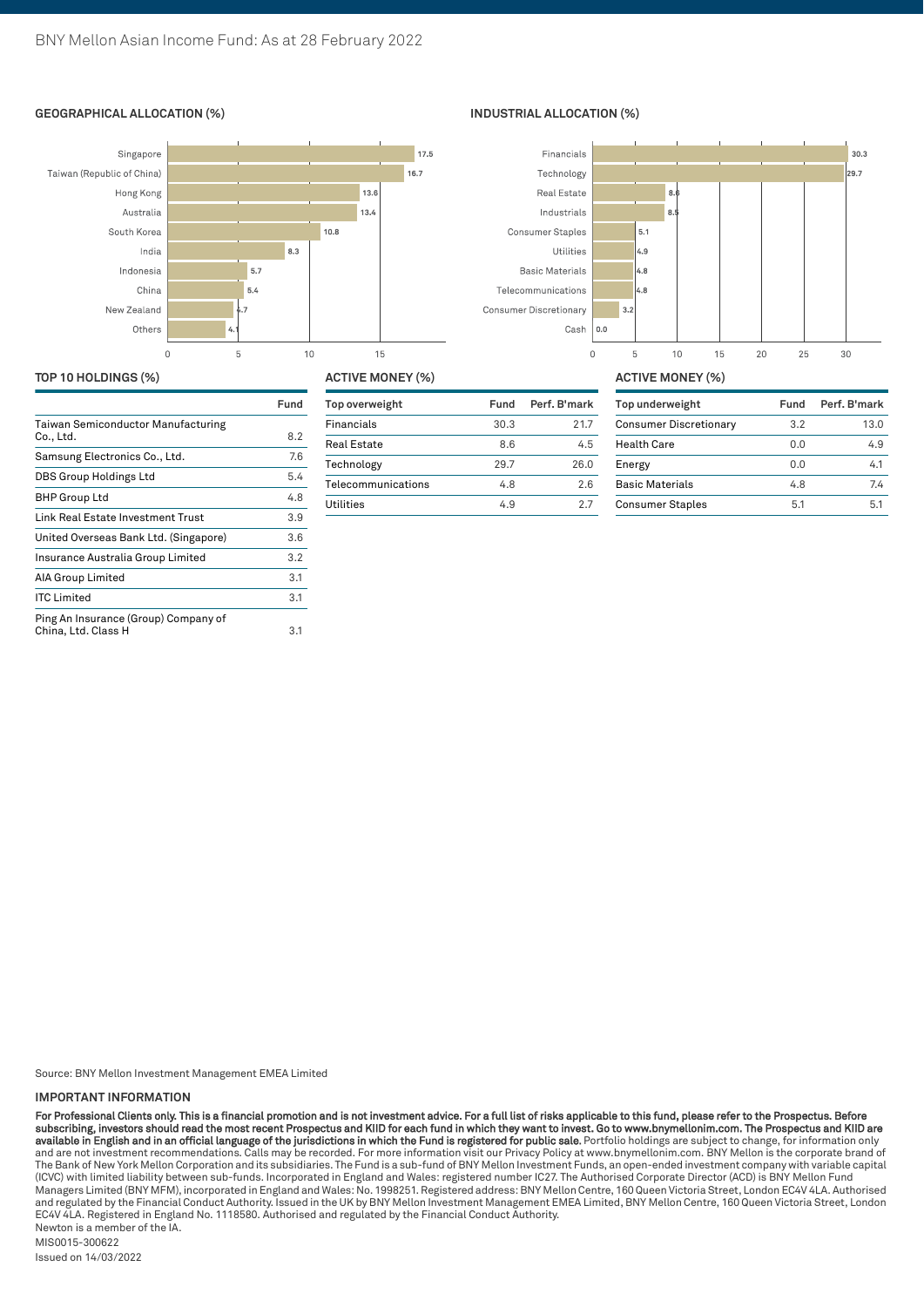## GEOGRAPHICAL ALLOCATION (%)

Singapore 17.5
Taiwan (Republic of China) 16.7
Hong Kong 13.6
Australia 13.4
South Korea 10.8
India 8.3
Indonesia 5.7
China 5.4
New Zealand 4.7
Others 4.1

0 5 10 15

## INDUSTRIAL ALLOCATION (%)

Financials 30.3
Technology 29.7
Real Estate 8.6
Industrials 8.5
Consumer Staples 5.1
Utilities 4.9
Basic Materials 4.8
Telecommunications 4.8
Consumer Discretionary 3.2
Cash 0.0

0 5 10 15 20 25 30

## TOP 10 HOLDINGS (%)

| | Fund |
|---|---|
| Taiwan Semiconductor Manufacturing Co., Ltd. | 8.2 |
| Samsung Electronics Co., Ltd. | 7.6 |
| DBS Group Holdings Ltd | 5.4 |
| BHP Group Ltd | 4.8 |
| Link Real Estate Investment Trust | 3.9 |
| United Overseas Bank Ltd. (Singapore) | 3.6 |
| Insurance Australia Group Limited | 3.2 |
| AIA Group Limited | 3.1 |
| ITC Limited | 3.1 |
| Ping An Insurance (Group) Company of China, Ltd. Class H | 3.1 |

## ACTIVE MONEY (%)

| Top overweight | Fund | Perf. B'mark |
|---|---|---|
| Financials | 30.3 | 21.7 |
| Real Estate | 8.6 | 4.5 |
| Technology | 29.7 | 26.0 |
| Telecommunications | 4.8 | 2.6 |
| Utilities | 4.9 | 2.7 |

## ACTIVE MONEY (%)

| Top underweight | Fund | Perf. B'mark |
|---|---|---|
| Consumer Discretionary | 3.2 | 13.0 |
| Health Care | 0.0 | 4.9 |
| Energy | 0.0 | 4.1 |
| Basic Materials | 4.8 | 7.4 |
| Consumer Staples | 5.1 | 5.1 |

Source: BNY Mellon Investment Management EMEA Limited

## IMPORTANT INFORMATION

**For Professional Clients only. This is a financial promotion and is not investment advice. For a full list of risks applicable to this fund, please refer to the Prospectus. Before subscribing, investors should read the most recent Prospectus and KIID for each fund in which they want to invest. Go to www.bnymellonim.com. The Prospectus and KIID are available in English and in an official language of the jurisdictions in which the Fund is registered for public sale.** Portfolio holdings are subject to change, for information only and are not investment recommendations. Calls may be recorded. For more information visit our Privacy Policy at www.bnymellonim.com. BNY Mellon is the corporate brand of The Bank of New York Mellon Corporation and its subsidiaries. The Fund is a sub-fund of BNY Mellon Investment Funds, an open-ended investment company with variable capital (ICVC) with limited liability between sub-funds. Incorporated in England and Wales: registered number IC27. The Authorised Corporate Director (ACD) is BNY Mellon Fund Managers Limited (BNY MFM), incorporated in England and Wales: No. 1998251. Registered address: BNY Mellon Centre, 160 Queen Victoria Street, London EC4V 4LA. Authorised and regulated by the Financial Conduct Authority. Issued in the UK by BNY Mellon Investment Management EMEA Limited, BNY Mellon Centre, 160 Queen Victoria Street, London EC4V 4LA. Registered in England No. 1118580. Authorised and regulated by the Financial Conduct Authority.
Newton is a member of the IA.

MIS0015-300622

Issued on 14/03/2022